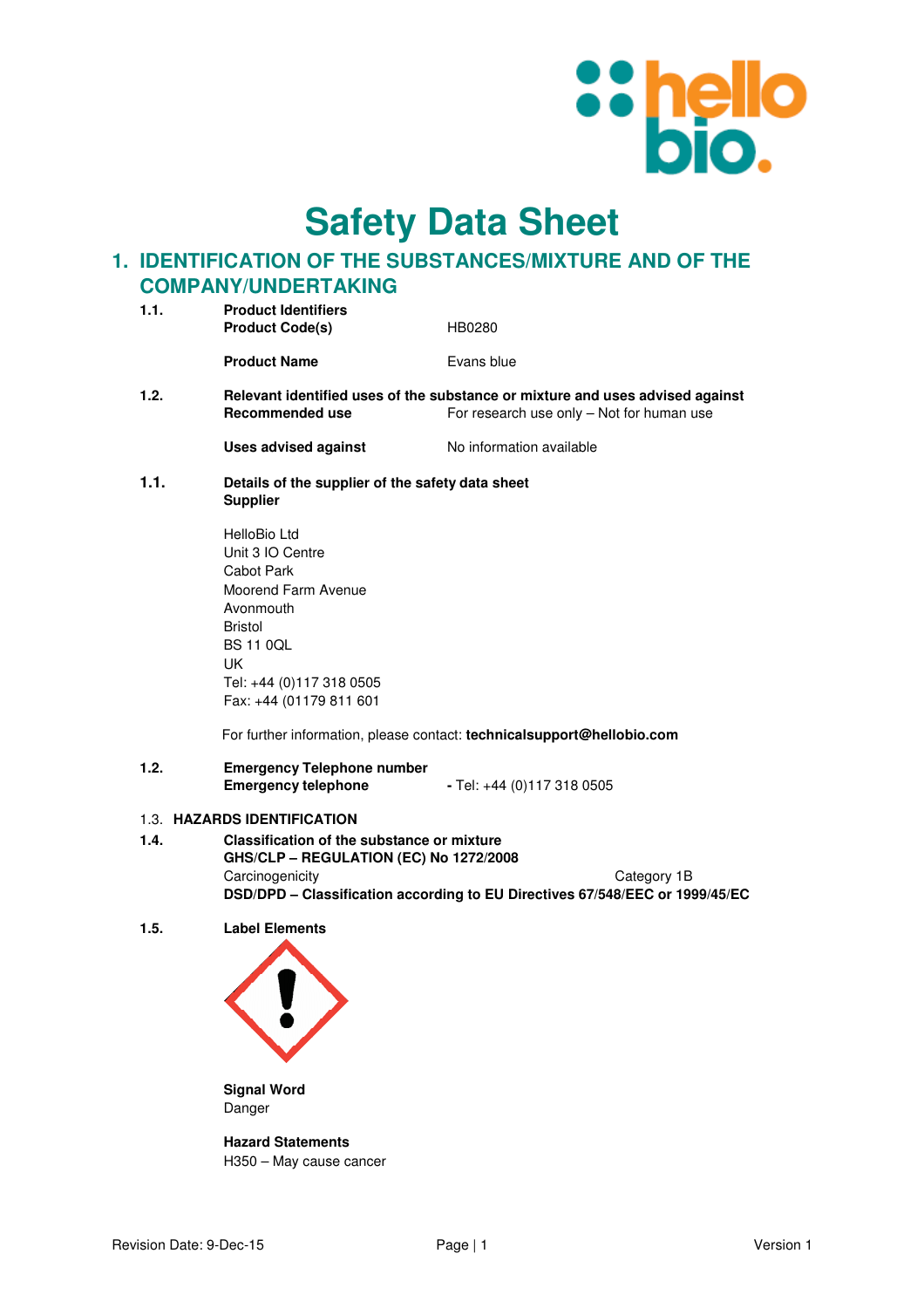# Safety Data Sheet

## 1. IDENTIFICATION OF THE SUBSTANCES/MIXTURE AND OF THE COMPANY/UNDERTAKING

**1.1. Product Identifiers**

| | |
|---|---|
| **Product Code(s)** | HB0280 |
| **Product Name** | Evans blue |

**1.2. Relevant identified uses of the substance or mixture and uses advised against**

| | |
|---|---|
| **Recommended use** | For research use only – Not for human use |
| **Uses advised against** | No information available |

**1.1. Details of the supplier of the safety data sheet**

**Supplier**

HelloBio Ltd
Unit 3 IO Centre
Cabot Park
Moorend Farm Avenue
Avonmouth
Bristol
BS 11 0QL
UK
Tel: +44 (0)117 318 0505
Fax: +44 (01179 811 601

For further information, please contact: **technicalsupport@hellobio.com**

**1.2. Emergency Telephone number**

**Emergency telephone** - Tel: +44 (0)117 318 0505

1.3. **HAZARDS IDENTIFICATION**

**1.4. Classification of the substance or mixture**

**GHS/CLP – REGULATION (EC) No 1272/2008**

Carcinogenicity — Category 1B

**DSD/DPD – Classification according to EU Directives 67/548/EEC or 1999/45/EC**

**1.5. Label Elements**

**Signal Word**
Danger

**Hazard Statements**
H350 – May cause cancer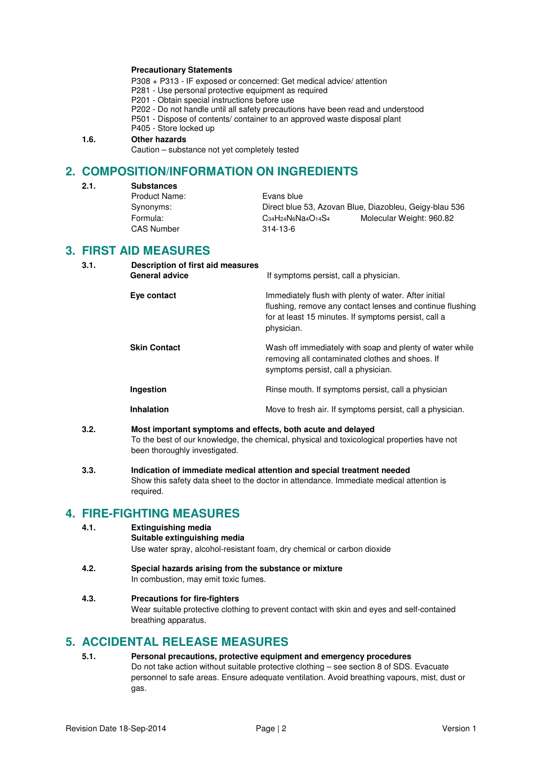**Precautionary Statements**

P308 + P313 - IF exposed or concerned: Get medical advice/ attention
P281 - Use personal protective equipment as required
P201 - Obtain special instructions before use
P202 - Do not handle until all safety precautions have been read and understood
P501 - Dispose of contents/ container to an approved waste disposal plant
P405 - Store locked up

**1.6. Other hazards**

Caution – substance not yet completely tested

## 2. COMPOSITION/INFORMATION ON INGREDIENTS

**2.1. Substances**

| | | |
|---|---|---|
| Product Name: | Evans blue | |
| Synonyms: | Direct blue 53, Azovan Blue, Diazobleu, Geigy-blau 536 | |
| Formula: | $C_{34}H_{24}N_6Na_4O_{14}S_4$ | Molecular Weight: 960.82 |
| CAS Number | 314-13-6 | |

## 3. FIRST AID MEASURES

**3.1. Description of first aid measures**

| | |
|---|---|
| **General advice** | If symptoms persist, call a physician. |
| **Eye contact** | Immediately flush with plenty of water. After initial flushing, remove any contact lenses and continue flushing for at least 15 minutes. If symptoms persist, call a physician. |
| **Skin Contact** | Wash off immediately with soap and plenty of water while removing all contaminated clothes and shoes. If symptoms persist, call a physician. |
| **Ingestion** | Rinse mouth. If symptoms persist, call a physician |
| **Inhalation** | Move to fresh air. If symptoms persist, call a physician. |

**3.2. Most important symptoms and effects, both acute and delayed**

To the best of our knowledge, the chemical, physical and toxicological properties have not been thoroughly investigated.

**3.3. Indication of immediate medical attention and special treatment needed**

Show this safety data sheet to the doctor in attendance. Immediate medical attention is required.

## 4. FIRE-FIGHTING MEASURES

**4.1. Extinguishing media**

**Suitable extinguishing media**

Use water spray, alcohol-resistant foam, dry chemical or carbon dioxide

**4.2. Special hazards arising from the substance or mixture**

In combustion, may emit toxic fumes.

**4.3. Precautions for fire-fighters**

Wear suitable protective clothing to prevent contact with skin and eyes and self-contained breathing apparatus.

## 5. ACCIDENTAL RELEASE MEASURES

**5.1. Personal precautions, protective equipment and emergency procedures**

Do not take action without suitable protective clothing – see section 8 of SDS. Evacuate personnel to safe areas. Ensure adequate ventilation. Avoid breathing vapours, mist, dust or gas.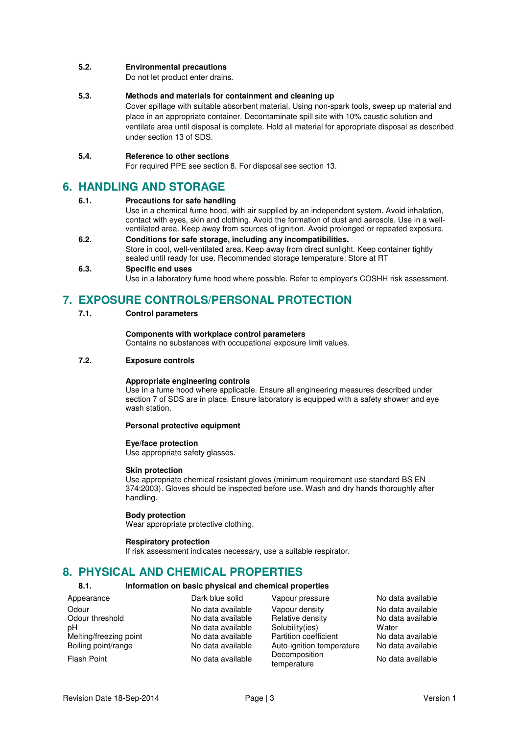### 5.2. Environmental precautions

Do not let product enter drains.

### 5.3. Methods and materials for containment and cleaning up

Cover spillage with suitable absorbent material. Using non-spark tools, sweep up material and place in an appropriate container. Decontaminate spill site with 10% caustic solution and ventilate area until disposal is complete. Hold all material for appropriate disposal as described under section 13 of SDS.

### 5.4. Reference to other sections

For required PPE see section 8. For disposal see section 13.

## 6. HANDLING AND STORAGE

### 6.1. Precautions for safe handling

Use in a chemical fume hood, with air supplied by an independent system. Avoid inhalation, contact with eyes, skin and clothing. Avoid the formation of dust and aerosols. Use in a well-ventilated area. Keep away from sources of ignition. Avoid prolonged or repeated exposure.

### 6.2. Conditions for safe storage, including any incompatibilities.

Store in cool, well-ventilated area. Keep away from direct sunlight. Keep container tightly sealed until ready for use. Recommended storage temperature: Store at RT

### 6.3. Specific end uses

Use in a laboratory fume hood where possible. Refer to employer's COSHH risk assessment.

## 7. EXPOSURE CONTROLS/PERSONAL PROTECTION

### 7.1. Control parameters

**Components with workplace control parameters**
Contains no substances with occupational exposure limit values.

### 7.2. Exposure controls

**Appropriate engineering controls**
Use in a fume hood where applicable. Ensure all engineering measures described under section 7 of SDS are in place. Ensure laboratory is equipped with a safety shower and eye wash station.

**Personal protective equipment**

**Eye/face protection**
Use appropriate safety glasses.

**Skin protection**
Use appropriate chemical resistant gloves (minimum requirement use standard BS EN 374:2003). Gloves should be inspected before use. Wash and dry hands thoroughly after handling.

**Body protection**
Wear appropriate protective clothing.

**Respiratory protection**
If risk assessment indicates necessary, use a suitable respirator.

## 8. PHYSICAL AND CHEMICAL PROPERTIES

### 8.1. Information on basic physical and chemical properties

| Property | Value | Property | Value |
|---|---|---|---|
| Appearance | Dark blue solid | Vapour pressure | No data available |
| Odour | No data available | Vapour density | No data available |
| Odour threshold | No data available | Relative density | No data available |
| pH | No data available | Solubility(ies) | Water |
| Melting/freezing point | No data available | Partition coefficient | No data available |
| Boiling point/range | No data available | Auto-ignition temperature | No data available |
| Flash Point | No data available | Decomposition temperature | No data available |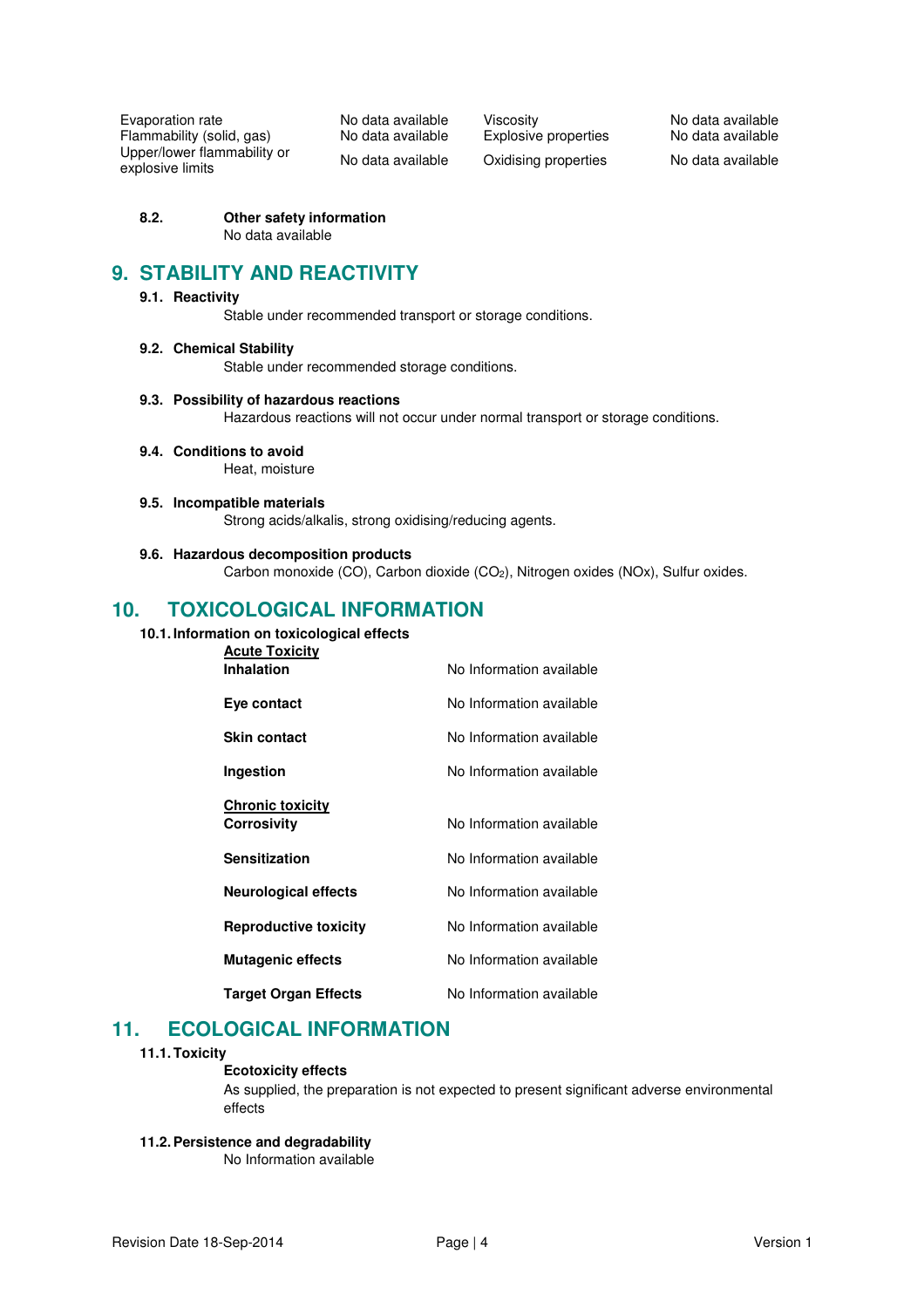| | | | |
|---|---|---|---|
| Evaporation rate | No data available | Viscosity | No data available |
| Flammability (solid, gas) | No data available | Explosive properties | No data available |
| Upper/lower flammability or explosive limits | No data available | Oxidising properties | No data available |

**8.2. Other safety information**

No data available

# 9. STABILITY AND REACTIVITY

**9.1. Reactivity**

Stable under recommended transport or storage conditions.

**9.2. Chemical Stability**

Stable under recommended storage conditions.

**9.3. Possibility of hazardous reactions**

Hazardous reactions will not occur under normal transport or storage conditions.

**9.4. Conditions to avoid**

Heat, moisture

**9.5. Incompatible materials**

Strong acids/alkalis, strong oxidising/reducing agents.

**9.6. Hazardous decomposition products**

Carbon monoxide (CO), Carbon dioxide ($CO_2$), Nitrogen oxides (NOx), Sulfur oxides.

# 10. TOXICOLOGICAL INFORMATION

**10.1. Information on toxicological effects**

**Acute Toxicity**

| | |
|---|---|
| **Inhalation** | No Information available |
| **Eye contact** | No Information available |
| **Skin contact** | No Information available |
| **Ingestion** | No Information available |

**Chronic toxicity**

| | |
|---|---|
| **Corrosivity** | No Information available |
| **Sensitization** | No Information available |
| **Neurological effects** | No Information available |
| **Reproductive toxicity** | No Information available |
| **Mutagenic effects** | No Information available |
| **Target Organ Effects** | No Information available |

# 11. ECOLOGICAL INFORMATION

**11.1. Toxicity**

**Ecotoxicity effects**

As supplied, the preparation is not expected to present significant adverse environmental effects

**11.2. Persistence and degradability**

No Information available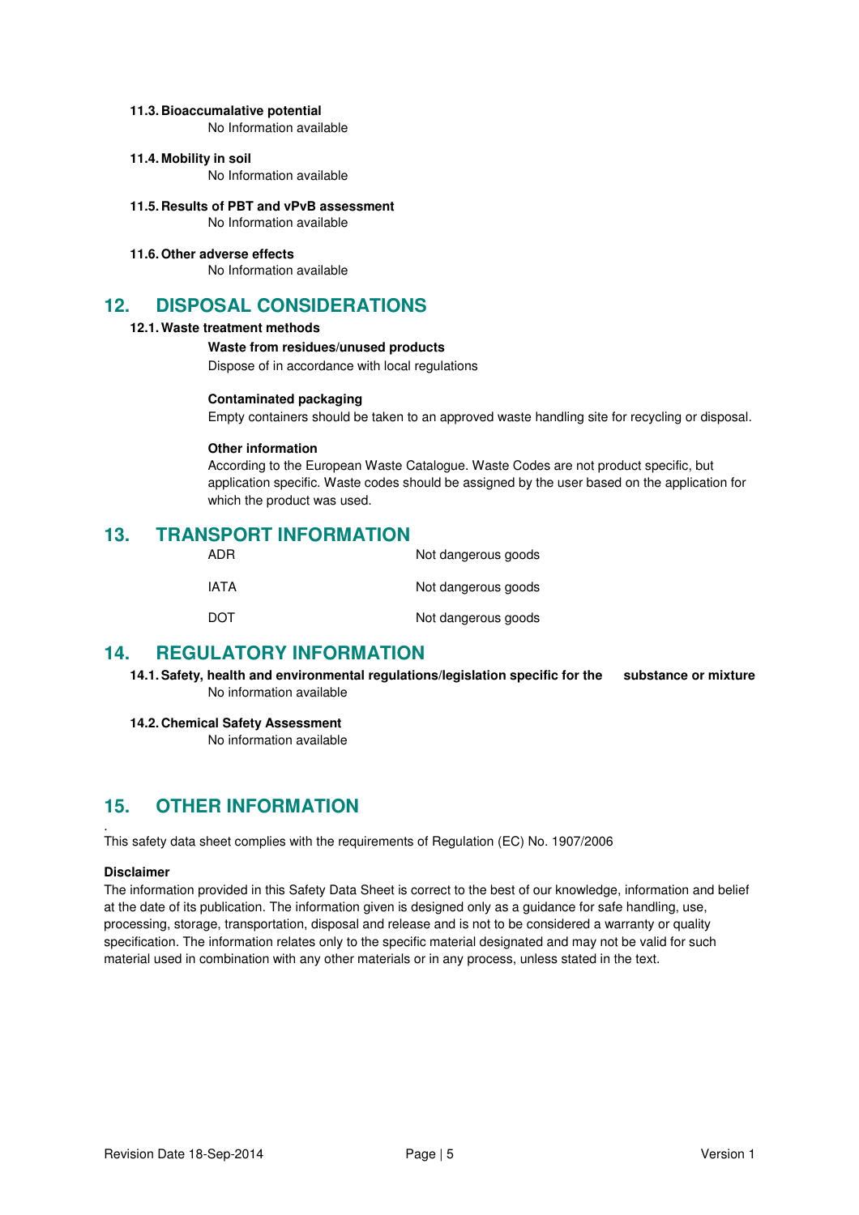### 11.3. Bioaccumalative potential

No Information available

### 11.4. Mobility in soil

No Information available

### 11.5. Results of PBT and vPvB assessment

No Information available

### 11.6. Other adverse effects

No Information available

## 12. DISPOSAL CONSIDERATIONS

### 12.1. Waste treatment methods

**Waste from residues/unused products**

Dispose of in accordance with local regulations

**Contaminated packaging**

Empty containers should be taken to an approved waste handling site for recycling or disposal.

**Other information**

According to the European Waste Catalogue. Waste Codes are not product specific, but application specific. Waste codes should be assigned by the user based on the application for which the product was used.

## 13. TRANSPORT INFORMATION

| | |
|---|---|
| ADR | Not dangerous goods |
| IATA | Not dangerous goods |
| DOT | Not dangerous goods |

## 14. REGULATORY INFORMATION

### 14.1. Safety, health and environmental regulations/legislation specific for the substance or mixture

No information available

### 14.2. Chemical Safety Assessment

No information available

## 15. OTHER INFORMATION

.
This safety data sheet complies with the requirements of Regulation (EC) No. 1907/2006

**Disclaimer**

The information provided in this Safety Data Sheet is correct to the best of our knowledge, information and belief at the date of its publication. The information given is designed only as a guidance for safe handling, use, processing, storage, transportation, disposal and release and is not to be considered a warranty or quality specification. The information relates only to the specific material designated and may not be valid for such material used in combination with any other materials or in any process, unless stated in the text.